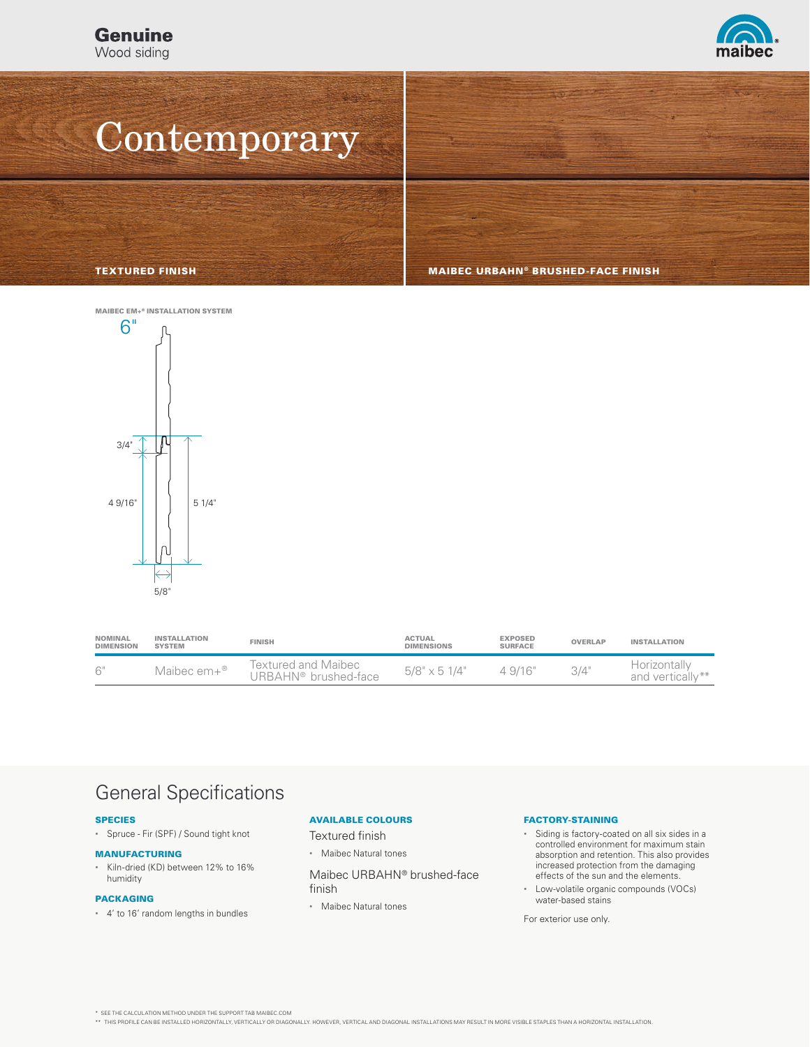Genuine
Wood siding

# Contemporary

TEXTURED FINISH

MAIBEC URBAHN® BRUSHED-FACE FINISH

MAIBEC EM+® INSTALLATION SYSTEM

6"

3/4"

4 9/16"

5 1/4"

5/8"

| NOMINAL DIMENSION | INSTALLATION SYSTEM | FINISH | ACTUAL DIMENSIONS | EXPOSED SURFACE | OVERLAP | INSTALLATION |
|---|---|---|---|---|---|---|
| 6" | Maibec em+® | Textured and Maibec URBAHN® brushed-face | 5/8" x 5 1/4" | 4 9/16" | 3/4" | Horizontally and vertically** |

## General Specifications

### SPECIES

- Spruce - Fir (SPF) / Sound tight knot

### MANUFACTURING

- Kiln-dried (KD) between 12% to 16% humidity

### PACKAGING

- 4' to 16' random lengths in bundles

### AVAILABLE COLOURS

Textured finish

- Maibec Natural tones

Maibec URBAHN® brushed-face finish

- Maibec Natural tones

### FACTORY-STAINING

- Siding is factory-coated on all six sides in a controlled environment for maximum stain absorption and retention. This also provides increased protection from the damaging effects of the sun and the elements.
- Low-volatile organic compounds (VOCs) water-based stains

For exterior use only.

* SEE THE CALCULATION METHOD UNDER THE SUPPORT TAB MAIBEC.COM

** THIS PROFILE CAN BE INSTALLED HORIZONTALLY, VERTICALLY OR DIAGONALLY. HOWEVER, VERTICAL AND DIAGONAL INSTALLATIONS MAY RESULT IN MORE VISIBLE STAPLES THAN A HORIZONTAL INSTALLATION.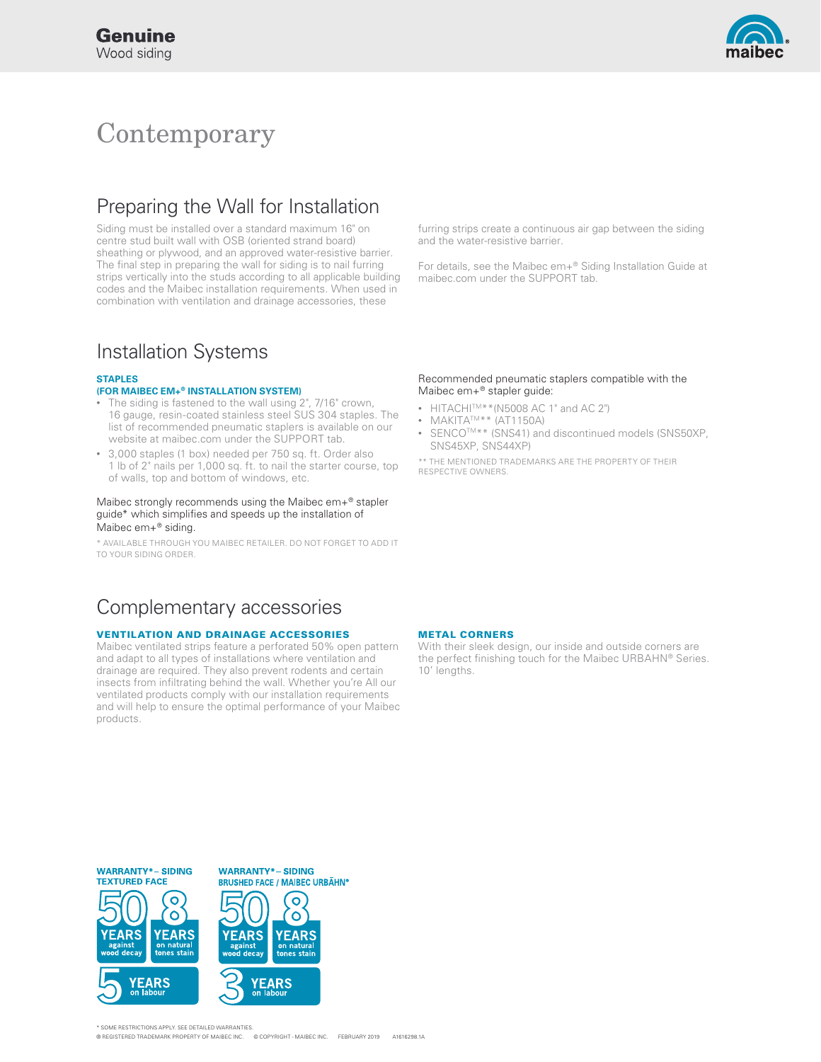Genuine
Wood siding

# Contemporary

## Preparing the Wall for Installation

Siding must be installed over a standard maximum 16" on centre stud built wall with OSB (oriented strand board) sheathing or plywood, and an approved water-resistive barrier. The final step in preparing the wall for siding is to nail furring strips vertically into the studs according to all applicable building codes and the Maibec installation requirements. When used in combination with ventilation and drainage accessories, these furring strips create a continuous air gap between the siding and the water-resistive barrier.

For details, see the Maibec em+® Siding Installation Guide at maibec.com under the SUPPORT tab.

## Installation Systems

### STAPLES (FOR MAIBEC EM+® INSTALLATION SYSTEM)

- The siding is fastened to the wall using 2", 7/16" crown, 16 gauge, resin-coated stainless steel SUS 304 staples. The list of recommended pneumatic staplers is available on our website at maibec.com under the SUPPORT tab.
- 3,000 staples (1 box) needed per 750 sq. ft. Order also 1 lb of 2" nails per 1,000 sq. ft. to nail the starter course, top of walls, top and bottom of windows, etc.

Maibec strongly recommends using the Maibec em+® stapler guide* which simplifies and speeds up the installation of Maibec em+® siding.

* AVAILABLE THROUGH YOU MAIBEC RETAILER. DO NOT FORGET TO ADD IT TO YOUR SIDING ORDER.

Recommended pneumatic staplers compatible with the Maibec em+® stapler guide:

- HITACHI™** (N5008 AC 1" and AC 2")
- MAKITA™** (AT1150A)
- SENCO™** (SNS41) and discontinued models (SNS50XP, SNS45XP, SNS44XP)

** THE MENTIONED TRADEMARKS ARE THE PROPERTY OF THEIR RESPECTIVE OWNERS.

## Complementary accessories

### VENTILATION AND DRAINAGE ACCESSORIES

Maibec ventilated strips feature a perforated 50% open pattern and adapt to all types of installations where ventilation and drainage are required. They also prevent rodents and certain insects from infiltrating behind the wall. Whether you're All our ventilated products comply with our installation requirements and will help to ensure the optimal performance of your Maibec products.

### METAL CORNERS

With their sleek design, our inside and outside corners are the perfect finishing touch for the Maibec URBAHN® Series. 10' lengths.

**WARRANTY* – SIDING TEXTURED FACE**

50 YEARS against wood decay
8 YEARS on natural tones stain
5 YEARS on labour

**WARRANTY* – SIDING BRUSHED FACE / MAIBEC URBĀHN®**

50 YEARS against wood decay
8 YEARS on natural tones stain
3 YEARS on labour

* SOME RESTRICTIONS APPLY. SEE DETAILED WARRANTIES.
® REGISTERED TRADEMARK PROPERTY OF MAIBEC INC. © COPYRIGHT - MAIBEC INC. FEBRUARY 2019 A1616298.1A